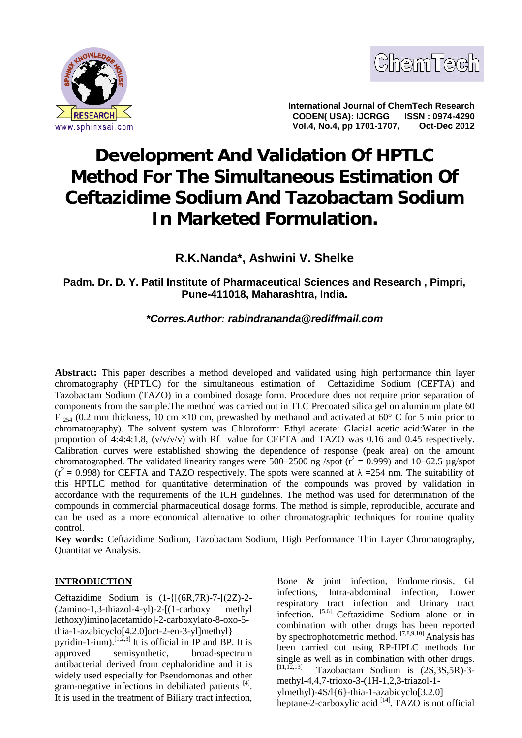# Development And Validation Of HPTLC Method For The Simultaneous Estimation Of Ceftazidime Sodium And Tazobactam Sodium In Marketed Formulation.

## R.K.Nanda*, Ashwini V. Shelke

**Padm. Dr. D. Y. Patil Institute of Pharmaceutical Sciences and Research , Pimpri, Pune-411018, Maharashtra, India.**

***Corres.Author: rabindrananda@rediffmail.com***

**Abstract:** This paper describes a method developed and validated using high performance thin layer chromatography (HPTLC) for the simultaneous estimation of Ceftazidime Sodium (CEFTA) and Tazobactam Sodium (TAZO) in a combined dosage form. Procedure does not require prior separation of components from the sample.The method was carried out in TLC Precoated silica gel on aluminum plate 60 $F_{254}$ (0.2 mm thickness, 10 cm ×10 cm, prewashed by methanol and activated at 60° C for 5 min prior to chromatography). The solvent system was Chloroform: Ethyl acetate: Glacial acetic acid:Water in the proportion of 4:4:4:1.8, (v/v/v/v) with Rf value for CEFTA and TAZO was 0.16 and 0.45 respectively. Calibration curves were established showing the dependence of response (peak area) on the amount chromatographed. The validated linearity ranges were 500–2500 ng /spot ($r^2$ = 0.999) and 10–62.5 µg/spot ($r^2$ = 0.998) for CEFTA and TAZO respectively. The spots were scanned at λ =254 nm. The suitability of this HPTLC method for quantitative determination of the compounds was proved by validation in accordance with the requirements of the ICH guidelines. The method was used for determination of the compounds in commercial pharmaceutical dosage forms. The method is simple, reproducible, accurate and can be used as a more economical alternative to other chromatographic techniques for routine quality control.

**Key words:** Ceftazidime Sodium, Tazobactam Sodium, High Performance Thin Layer Chromatography, Quantitative Analysis.

## INTRODUCTION

Ceftazidime Sodium is (1-{[(6R,7R)-7-[(2Z)-2-(2amino-1,3-thiazol-4-yl)-2-[(1-carboxy methyl lethoxy)imino]acetamido]-2-carboxylato-8-oxo-5-thia-1-azabicyclo[4.2.0]oct-2-en-3-yl]methyl} pyridin-1-ium).[1,2,3] It is official in IP and BP. It is approved semisynthetic, broad-spectrum antibacterial derived from cephaloridine and it is widely used especially for Pseudomonas and other gram-negative infections in debiliated patients [4]. It is used in the treatment of Biliary tract infection, Bone & joint infection, Endometriosis, GI infections, Intra-abdominal infection, Lower respiratory tract infection and Urinary tract infection. [5,6] Ceftazidime Sodium alone or in combination with other drugs has been reported by spectrophotometric method. [7,8,9,10] Analysis has been carried out using RP-HPLC methods for single as well as in combination with other drugs. [11,12,13] Tazobactam Sodium is (2S,3S,5R)-3-methyl-4,4,7-trioxo-3-(1H-1,2,3-triazol-1-ylmethyl)-4S/l{6}-thia-1-azabicyclo[3.2.0] heptane-2-carboxylic acid [14]. TAZO is not official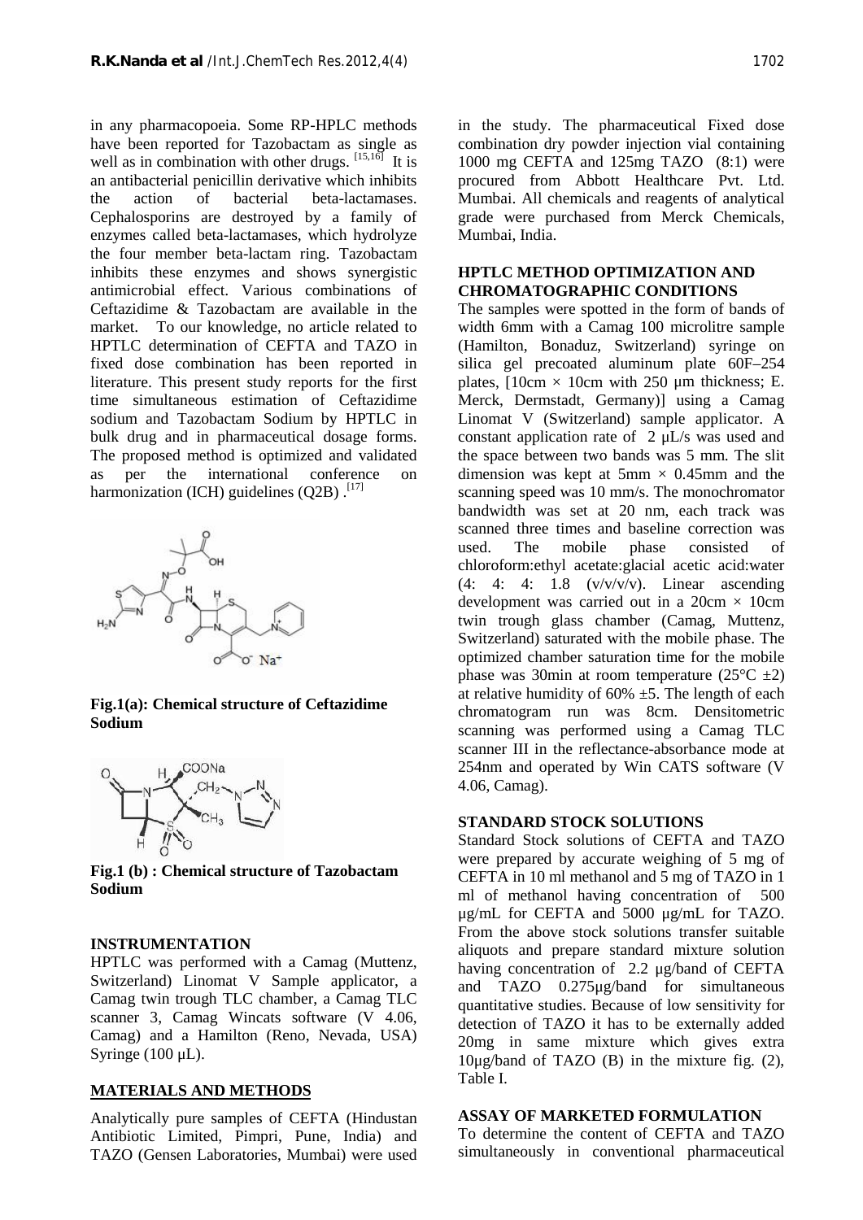in any pharmacopoeia. Some RP-HPLC methods have been reported for Tazobactam as single as well as in combination with other drugs. [15,16] It is an antibacterial penicillin derivative which inhibits the action of bacterial beta-lactamases. Cephalosporins are destroyed by a family of enzymes called beta-lactamases, which hydrolyze the four member beta-lactam ring. Tazobactam inhibits these enzymes and shows synergistic antimicrobial effect. Various combinations of Ceftazidime & Tazobactam are available in the market. To our knowledge, no article related to HPTLC determination of CEFTA and TAZO in fixed dose combination has been reported in literature. This present study reports for the first time simultaneous estimation of Ceftazidime sodium and Tazobactam Sodium by HPTLC in bulk drug and in pharmaceutical dosage forms. The proposed method is optimized and validated as per the international conference on harmonization (ICH) guidelines (Q2B) .[17]

**Fig.1(a): Chemical structure of Ceftazidime Sodium**

**Fig.1 (b) : Chemical structure of Tazobactam Sodium**

## INSTRUMENTATION

HPTLC was performed with a Camag (Muttenz, Switzerland) Linomat V Sample applicator, a Camag twin trough TLC chamber, a Camag TLC scanner 3, Camag Wincats software (V 4.06, Camag) and a Hamilton (Reno, Nevada, USA) Syringe (100 μL).

## MATERIALS AND METHODS

Analytically pure samples of CEFTA (Hindustan Antibiotic Limited, Pimpri, Pune, India) and TAZO (Gensen Laboratories, Mumbai) were used in the study. The pharmaceutical Fixed dose combination dry powder injection vial containing 1000 mg CEFTA and 125mg TAZO (8:1) were procured from Abbott Healthcare Pvt. Ltd. Mumbai. All chemicals and reagents of analytical grade were purchased from Merck Chemicals, Mumbai, India.

## HPTLC METHOD OPTIMIZATION AND CHROMATOGRAPHIC CONDITIONS

The samples were spotted in the form of bands of width 6mm with a Camag 100 microlitre sample (Hamilton, Bonaduz, Switzerland) syringe on silica gel precoated aluminum plate 60F–254 plates, [10cm × 10cm with 250 μm thickness; E. Merck, Dermstadt, Germany)] using a Camag Linomat V (Switzerland) sample applicator. A constant application rate of 2 μL/s was used and the space between two bands was 5 mm. The slit dimension was kept at 5mm × 0.45mm and the scanning speed was 10 mm/s. The monochromator bandwidth was set at 20 nm, each track was scanned three times and baseline correction was used. The mobile phase consisted of chloroform:ethyl acetate:glacial acetic acid:water (4: 4: 4: 1.8 (v/v/v/v). Linear ascending development was carried out in a 20cm × 10cm twin trough glass chamber (Camag, Muttenz, Switzerland) saturated with the mobile phase. The optimized chamber saturation time for the mobile phase was 30min at room temperature (25°C ±2) at relative humidity of 60% ±5. The length of each chromatogram run was 8cm. Densitometric scanning was performed using a Camag TLC scanner III in the reflectance-absorbance mode at 254nm and operated by Win CATS software (V 4.06, Camag).

## STANDARD STOCK SOLUTIONS

Standard Stock solutions of CEFTA and TAZO were prepared by accurate weighing of 5 mg of CEFTA in 10 ml methanol and 5 mg of TAZO in 1 ml of methanol having concentration of 500 μg/mL for CEFTA and 5000 μg/mL for TAZO. From the above stock solutions transfer suitable aliquots and prepare standard mixture solution having concentration of 2.2 μg/band of CEFTA and TAZO 0.275μg/band for simultaneous quantitative studies. Because of low sensitivity for detection of TAZO it has to be externally added 20mg in same mixture which gives extra 10μg/band of TAZO (B) in the mixture fig. (2), Table I.

## ASSAY OF MARKETED FORMULATION

To determine the content of CEFTA and TAZO simultaneously in conventional pharmaceutical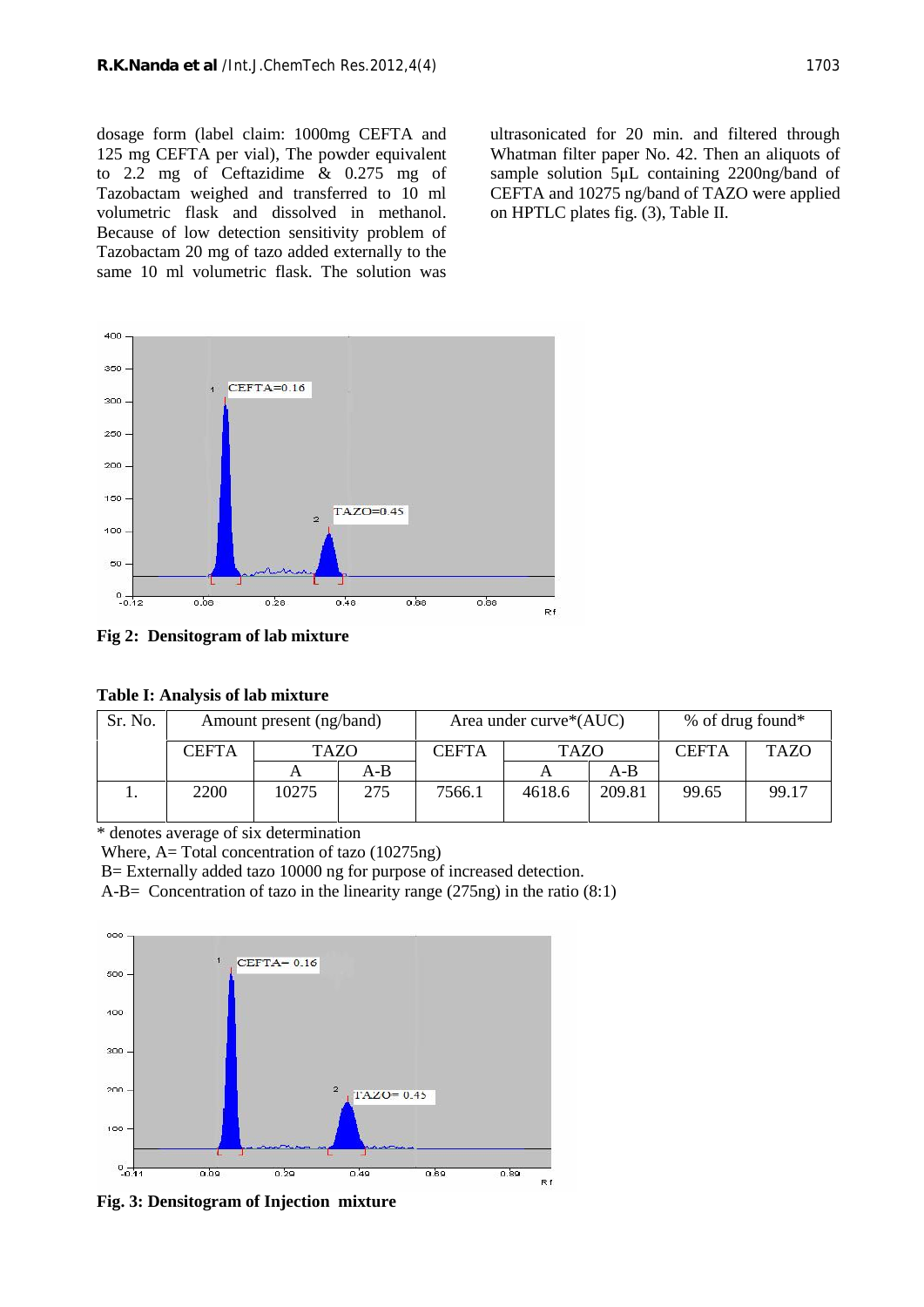dosage form (label claim: 1000mg CEFTA and 125 mg CEFTA per vial), The powder equivalent to 2.2 mg of Ceftazidime & 0.275 mg of Tazobactam weighed and transferred to 10 ml volumetric flask and dissolved in methanol. Because of low detection sensitivity problem of Tazobactam 20 mg of tazo added externally to the same 10 ml volumetric flask. The solution was ultrasonicated for 20 min. and filtered through Whatman filter paper No. 42. Then an aliquots of sample solution 5µL containing 2200ng/band of CEFTA and 10275 ng/band of TAZO were applied on HPTLC plates fig. (3), Table II.

**Fig 2: Densitogram of lab mixture**

**Table I: Analysis of lab mixture**

| Sr. No. | Amount present (ng/band) | | | Area under curve*(AUC) | | | % of drug found* | |
|---|---|---|---|---|---|---|---|---|
| | CEFTA | TAZO | | CEFTA | TAZO | | CEFTA | TAZO |
| | | A | A-B | | A | A-B | | |
| 1. | 2200 | 10275 | 275 | 7566.1 | 4618.6 | 209.81 | 99.65 | 99.17 |

\* denotes average of six determination

Where, A= Total concentration of tazo (10275ng)

B= Externally added tazo 10000 ng for purpose of increased detection.

A-B= Concentration of tazo in the linearity range (275ng) in the ratio (8:1)

**Fig. 3: Densitogram of Injection mixture**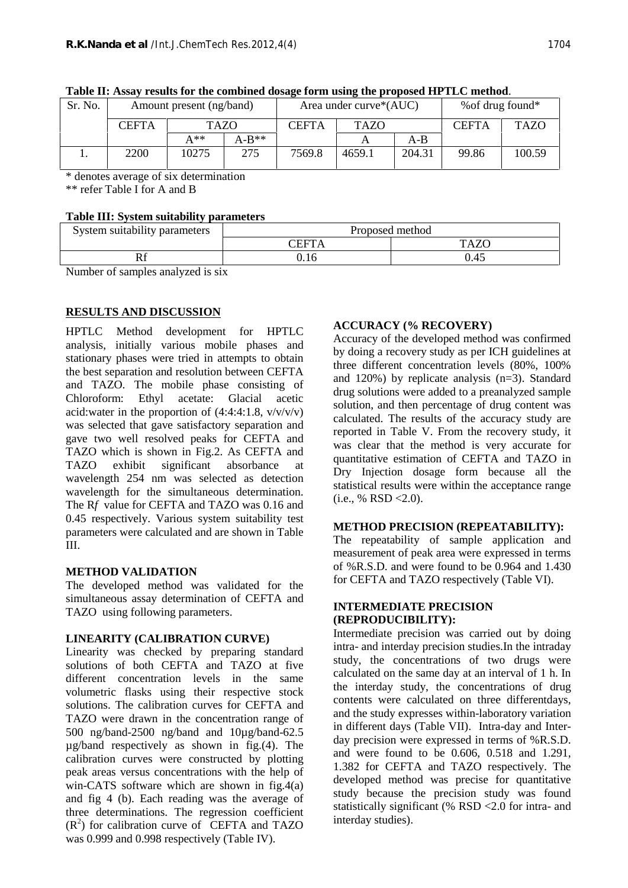**Table II: Assay results for the combined dosage form using the proposed HPTLC method**.

| Sr. No. | Amount present (ng/band) | | | Area under curve*(AUC) | | | %of drug found* | |
|---|---|---|---|---|---|---|---|---|
| | CEFTA | TAZO | | CEFTA | TAZO | | CEFTA | TAZO |
| | | A** | A-B** | | A | A-B | | |
| 1. | 2200 | 10275 | 275 | 7569.8 | 4659.1 | 204.31 | 99.86 | 100.59 |

\* denotes average of six determination

** refer Table I for A and B

**Table III: System suitability parameters**

| System suitability parameters | Proposed method | |
|---|---|---|
| | CEFTA | TAZO |
| Rf | 0.16 | 0.45 |

Number of samples analyzed is six

## RESULTS AND DISCUSSION

HPTLC Method development for HPTLC analysis, initially various mobile phases and stationary phases were tried in attempts to obtain the best separation and resolution between CEFTA and TAZO. The mobile phase consisting of Chloroform: Ethyl acetate: Glacial acetic acid:water in the proportion of (4:4:4:1.8, v/v/v/v) was selected that gave satisfactory separation and gave two well resolved peaks for CEFTA and TAZO which is shown in Fig.2. As CEFTA and TAZO exhibit significant absorbance at wavelength 254 nm was selected as detection wavelength for the simultaneous determination. The R*f* value for CEFTA and TAZO was 0.16 and 0.45 respectively. Various system suitability test parameters were calculated and are shown in Table III.

### METHOD VALIDATION

The developed method was validated for the simultaneous assay determination of CEFTA and TAZO using following parameters.

### LINEARITY (CALIBRATION CURVE)

Linearity was checked by preparing standard solutions of both CEFTA and TAZO at five different concentration levels in the same volumetric flasks using their respective stock solutions. The calibration curves for CEFTA and TAZO were drawn in the concentration range of 500 ng/band-2500 ng/band and 10µg/band-62.5 µg/band respectively as shown in fig.(4). The calibration curves were constructed by plotting peak areas versus concentrations with the help of win-CATS software which are shown in fig.4(a) and fig 4 (b). Each reading was the average of three determinations. The regression coefficient ($R^2$) for calibration curve of CEFTA and TAZO was 0.999 and 0.998 respectively (Table IV).

### ACCURACY (% RECOVERY)

Accuracy of the developed method was confirmed by doing a recovery study as per ICH guidelines at three different concentration levels (80%, 100% and 120%) by replicate analysis (n=3). Standard drug solutions were added to a preanalyzed sample solution, and then percentage of drug content was calculated. The results of the accuracy study are reported in Table V. From the recovery study, it was clear that the method is very accurate for quantitative estimation of CEFTA and TAZO in Dry Injection dosage form because all the statistical results were within the acceptance range (i.e., % RSD <2.0).

### METHOD PRECISION (REPEATABILITY):

The repeatability of sample application and measurement of peak area were expressed in terms of %R.S.D. and were found to be 0.964 and 1.430 for CEFTA and TAZO respectively (Table VI).

### INTERMEDIATE PRECISION (REPRODUCIBILITY):

Intermediate precision was carried out by doing intra- and interday precision studies.In the intraday study, the concentrations of two drugs were calculated on the same day at an interval of 1 h. In the interday study, the concentrations of drug contents were calculated on three differentdays, and the study expresses within-laboratory variation in different days (Table VII). Intra-day and Inter-day precision were expressed in terms of %R.S.D. and were found to be 0.606, 0.518 and 1.291, 1.382 for CEFTA and TAZO respectively. The developed method was precise for quantitative study because the precision study was found statistically significant (% RSD <2.0 for intra- and interday studies).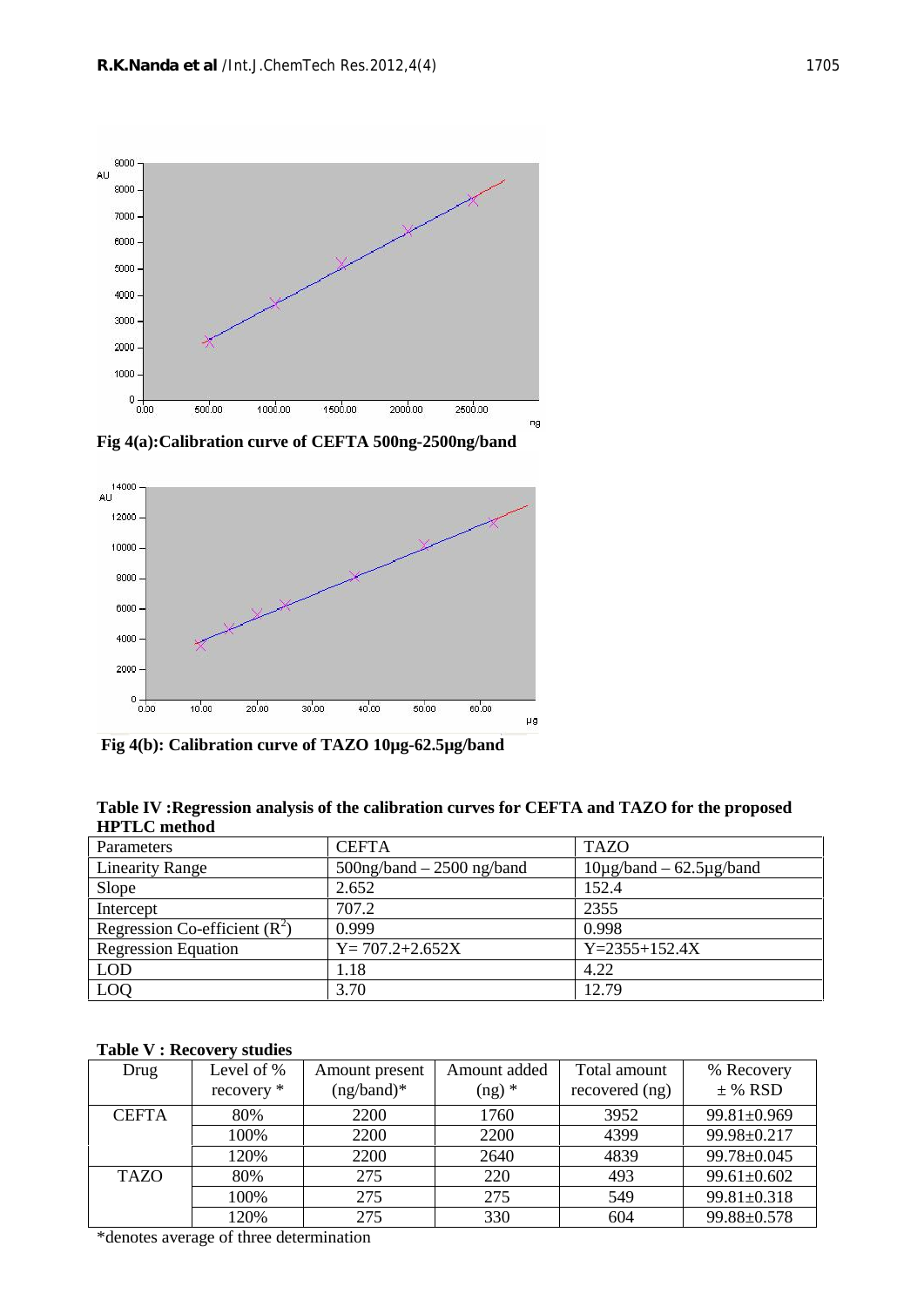Fig 4(a):Calibration curve of CEFTA 500ng-2500ng/band

Fig 4(b): Calibration curve of TAZO 10µg-62.5µg/band

**Table IV :Regression analysis of the calibration curves for CEFTA and TAZO for the proposed HPTLC method**

| Parameters | CEFTA | TAZO |
|---|---|---|
| Linearity Range | 500ng/band – 2500 ng/band | 10µg/band – 62.5µg/band |
| Slope | 2.652 | 152.4 |
| Intercept | 707.2 | 2355 |
| Regression Co-efficient ($R^2$) | 0.999 | 0.998 |
| Regression Equation | Y= 707.2+2.652X | Y=2355+152.4X |
| LOD | 1.18 | 4.22 |
| LOQ | 3.70 | 12.79 |

**Table V : Recovery studies**

| Drug | Level of % recovery * | Amount present (ng/band)* | Amount added (ng) * | Total amount recovered (ng) | % Recovery ± % RSD |
|---|---|---|---|---|---|
| CEFTA | 80% | 2200 | 1760 | 3952 | 99.81±0.969 |
| | 100% | 2200 | 2200 | 4399 | 99.98±0.217 |
| | 120% | 2200 | 2640 | 4839 | 99.78±0.045 |
| TAZO | 80% | 275 | 220 | 493 | 99.61±0.602 |
| | 100% | 275 | 275 | 549 | 99.81±0.318 |
| | 120% | 275 | 330 | 604 | 99.88±0.578 |

*denotes average of three determination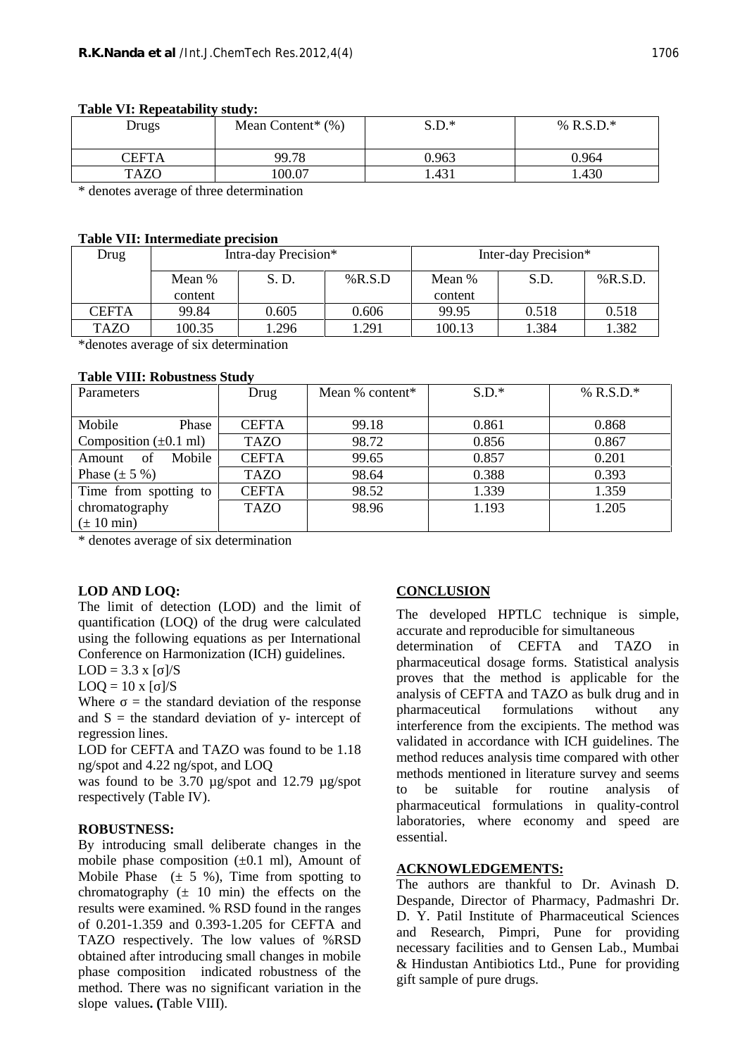**Table VI: Repeatability study:**

| Drugs | Mean Content* (%) | S.D.* | % R.S.D.* |
|---|---|---|---|
| CEFTA | 99.78 | 0.963 | 0.964 |
| TAZO | 100.07 | 1.431 | 1.430 |

* denotes average of three determination

**Table VII: Intermediate precision**

| Drug | Intra-day Precision* | | | Inter-day Precision* | | |
|---|---|---|---|---|---|---|
| | Mean % content | S. D. | %R.S.D | Mean % content | S.D. | %R.S.D. |
| CEFTA | 99.84 | 0.605 | 0.606 | 99.95 | 0.518 | 0.518 |
| TAZO | 100.35 | 1.296 | 1.291 | 100.13 | 1.384 | 1.382 |

*denotes average of six determination

**Table VIII: Robustness Study**

| Parameters | Drug | Mean % content* | S.D.* | % R.S.D.* |
|---|---|---|---|---|
| Mobile Phase Composition (±0.1 ml) | CEFTA | 99.18 | 0.861 | 0.868 |
| | TAZO | 98.72 | 0.856 | 0.867 |
| Amount of Mobile Phase (± 5 %) | CEFTA | 99.65 | 0.857 | 0.201 |
| | TAZO | 98.64 | 0.388 | 0.393 |
| Time from spotting to chromatography (± 10 min) | CEFTA | 98.52 | 1.339 | 1.359 |
| | TAZO | 98.96 | 1.193 | 1.205 |

* denotes average of six determination

**LOD AND LOQ:**

The limit of detection (LOD) and the limit of quantification (LOQ) of the drug were calculated using the following equations as per International Conference on Harmonization (ICH) guidelines.

$LOD = 3.3 \times [\sigma]/S$

$LOQ = 10 \times [\sigma]/S$

Where $\sigma$ = the standard deviation of the response and S = the standard deviation of y- intercept of regression lines.

LOD for CEFTA and TAZO was found to be 1.18 ng/spot and 4.22 ng/spot, and LOQ was found to be 3.70 µg/spot and 12.79 µg/spot respectively (Table IV).

**ROBUSTNESS:**

By introducing small deliberate changes in the mobile phase composition (±0.1 ml), Amount of Mobile Phase (± 5 %), Time from spotting to chromatography (± 10 min) the effects on the results were examined. % RSD found in the ranges of 0.201-1.359 and 0.393-1.205 for CEFTA and TAZO respectively. The low values of %RSD obtained after introducing small changes in mobile phase composition indicated robustness of the method. There was no significant variation in the slope values**. (**Table VIII).

## CONCLUSION

The developed HPTLC technique is simple, accurate and reproducible for simultaneous determination of CEFTA and TAZO in pharmaceutical dosage forms. Statistical analysis proves that the method is applicable for the analysis of CEFTA and TAZO as bulk drug and in pharmaceutical formulations without any interference from the excipients. The method was validated in accordance with ICH guidelines. The method reduces analysis time compared with other methods mentioned in literature survey and seems to be suitable for routine analysis of pharmaceutical formulations in quality-control laboratories, where economy and speed are essential.

## ACKNOWLEDGEMENTS:

The authors are thankful to Dr. Avinash D. Despande, Director of Pharmacy, Padmashri Dr. D. Y. Patil Institute of Pharmaceutical Sciences and Research, Pimpri, Pune for providing necessary facilities and to Gensen Lab., Mumbai & Hindustan Antibiotics Ltd., Pune for providing gift sample of pure drugs.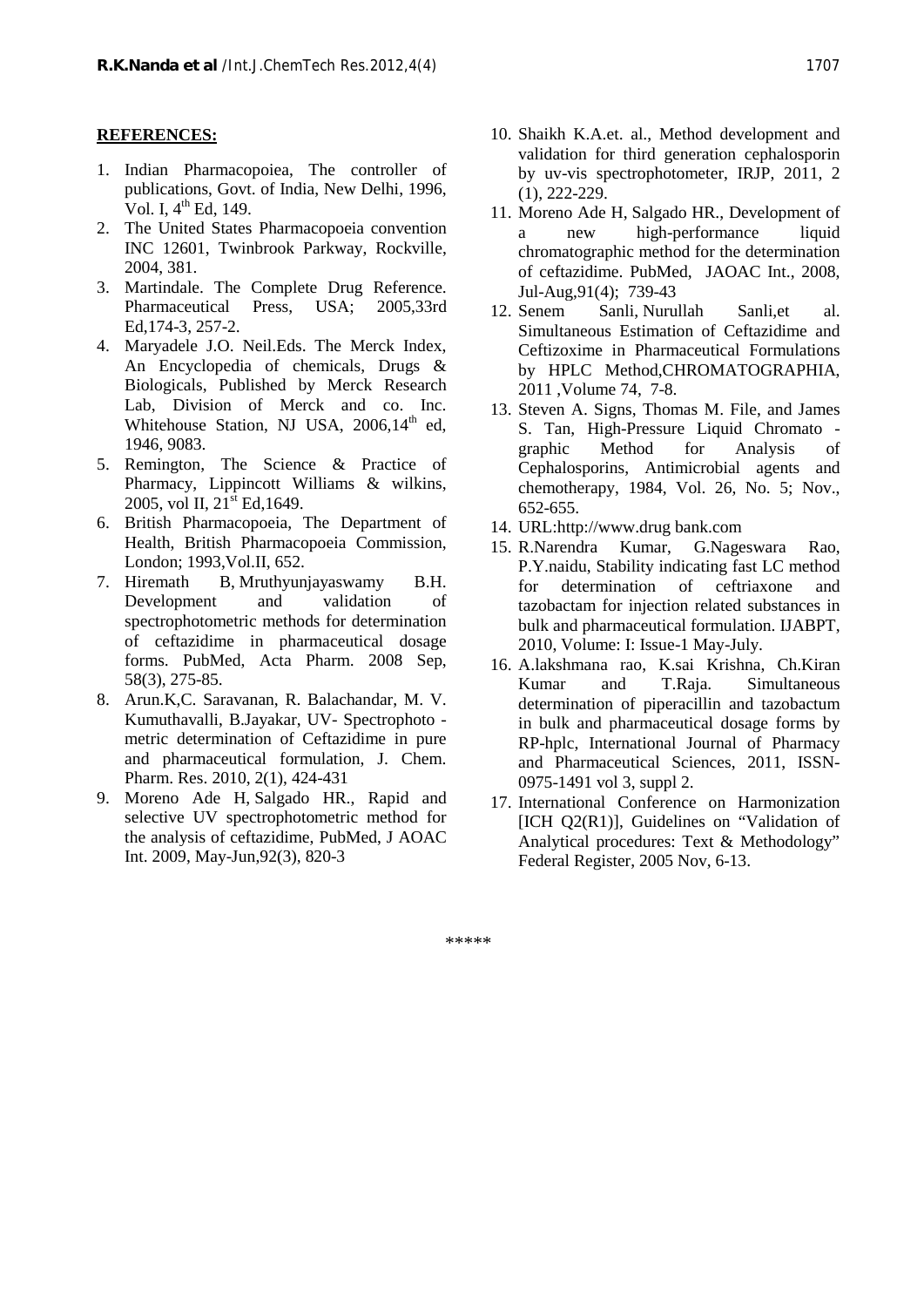**REFERENCES:**

1. Indian Pharmacopoiea, The controller of publications, Govt. of India, New Delhi, 1996, Vol. I, $4^{th}$ Ed, 149.
2. The United States Pharmacopoeia convention INC 12601, Twinbrook Parkway, Rockville, 2004, 381.
3. Martindale. The Complete Drug Reference. Pharmaceutical Press, USA; 2005,33rd Ed,174-3, 257-2.
4. Maryadele J.O. Neil.Eds. The Merck Index, An Encyclopedia of chemicals, Drugs & Biologicals, Published by Merck Research Lab, Division of Merck and co. Inc. Whitehouse Station, NJ USA, 2006,$14^{th}$ ed, 1946, 9083.
5. Remington, The Science & Practice of Pharmacy, Lippincott Williams & wilkins, 2005, vol II, $21^{st}$ Ed,1649.
6. British Pharmacopoeia, The Department of Health, British Pharmacopoeia Commission, London; 1993,Vol.II, 652.
7. Hiremath B, Mruthyunjayaswamy B.H. Development and validation of spectrophotometric methods for determination of ceftazidime in pharmaceutical dosage forms. PubMed, Acta Pharm. 2008 Sep, 58(3), 275-85.
8. Arun.K,C. Saravanan, R. Balachandar, M. V. Kumuthavalli, B.Jayakar, UV- Spectrophoto - metric determination of Ceftazidime in pure and pharmaceutical formulation, J. Chem. Pharm. Res. 2010, 2(1), 424-431
9. Moreno Ade H, Salgado HR., Rapid and selective UV spectrophotometric method for the analysis of ceftazidime, PubMed, J AOAC Int. 2009, May-Jun,92(3), 820-3
10. Shaikh K.A.et. al., Method development and validation for third generation cephalosporin by uv-vis spectrophotometer, IRJP, 2011, 2 (1), 222-229.
11. Moreno Ade H, Salgado HR., Development of a new high-performance liquid chromatographic method for the determination of ceftazidime. PubMed, JAOAC Int., 2008, Jul-Aug,91(4); 739-43
12. Senem Sanli, Nurullah Sanli,et al. Simultaneous Estimation of Ceftazidime and Ceftizoxime in Pharmaceutical Formulations by HPLC Method,CHROMATOGRAPHIA, 2011 ,Volume 74, 7-8.
13. Steven A. Signs, Thomas M. File, and James S. Tan, High-Pressure Liquid Chromato - graphic Method for Analysis of Cephalosporins, Antimicrobial agents and chemotherapy, 1984, Vol. 26, No. 5; Nov., 652-655.
14. URL:http://www.drug bank.com
15. R.Narendra Kumar, G.Nageswara Rao, P.Y.naidu, Stability indicating fast LC method for determination of ceftriaxone and tazobactam for injection related substances in bulk and pharmaceutical formulation. IJABPT, 2010, Volume: I: Issue-1 May-July.
16. A.lakshmana rao, K.sai Krishna, Ch.Kiran Kumar and T.Raja. Simultaneous determination of piperacillin and tazobactum in bulk and pharmaceutical dosage forms by RP-hplc, International Journal of Pharmacy and Pharmaceutical Sciences, 2011, ISSN-0975-1491 vol 3, suppl 2.
17. International Conference on Harmonization [ICH Q2(R1)], Guidelines on "Validation of Analytical procedures: Text & Methodology" Federal Register, 2005 Nov, 6-13.

*****